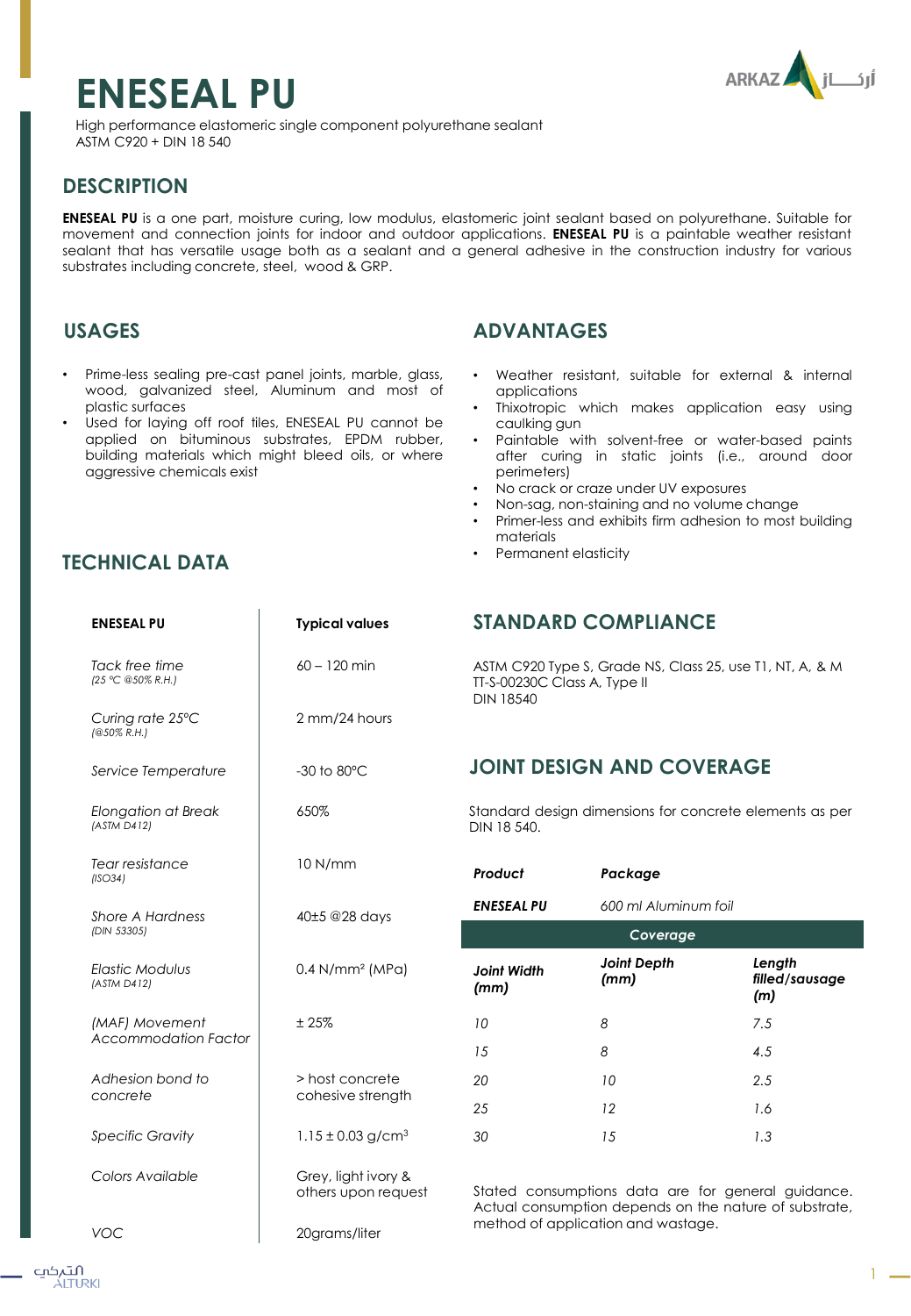# ENESEAL PU

High performance elastomeric single component polyurethane sealant
ASTM C920 + DIN 18 540

## DESCRIPTION

**ENESEAL PU** is a one part, moisture curing, low modulus, elastomeric joint sealant based on polyurethane. Suitable for movement and connection joints for indoor and outdoor applications. **ENESEAL PU** is a paintable weather resistant sealant that has versatile usage both as a sealant and a general adhesive in the construction industry for various substrates including concrete, steel, wood & GRP.

## USAGES

- Prime-less sealing pre-cast panel joints, marble, glass, wood, galvanized steel, Aluminum and most of plastic surfaces
- Used for laying off roof tiles, ENESEAL PU cannot be applied on bituminous substrates, EPDM rubber, building materials which might bleed oils, or where aggressive chemicals exist

## ADVANTAGES

- Weather resistant, suitable for external & internal applications
- Thixotropic which makes application easy using caulking gun
- Paintable with solvent-free or water-based paints after curing in static joints (i.e., around door perimeters)
- No crack or craze under UV exposures
- Non-sag, non-staining and no volume change
- Primer-less and exhibits firm adhesion to most building materials
- Permanent elasticity

## TECHNICAL DATA

| ENESEAL PU | Typical values |
|---|---|
| *Tack free time* *(25 °C @50% R.H.)* | 60 – 120 min |
| *Curing rate 25°C* *(@50% R.H.)* | 2 mm/24 hours |
| *Service Temperature* | -30 to 80°C |
| *Elongation at Break* *(ASTM D412)* | 650% |
| *Tear resistance* *(ISO34)* | 10 N/mm |
| *Shore A Hardness* *(DIN 53305)* | 40±5 @28 days |
| *Elastic Modulus* *(ASTM D412)* | 0.4 N/mm² (MPa) |
| *(MAF) Movement Accommodation Factor* | ± 25% |
| *Adhesion bond to concrete* | > host concrete cohesive strength |
| *Specific Gravity* | 1.15 ± 0.03 g/cm³ |
| *Colors Available* | Grey, light ivory & others upon request |
| *VOC* | 20grams/liter |

## STANDARD COMPLIANCE

ASTM C920 Type S, Grade NS, Class 25, use T1, NT, A, & M
TT-S-00230C Class A, Type II
DIN 18540

## JOINT DESIGN AND COVERAGE

Standard design dimensions for concrete elements as per DIN 18 540.

| ***Product*** | ***Package*** | |
|---|---|---|
| ***ENESEAL PU*** | *600 ml Aluminum foil* | |
| **Coverage** | | |
| ***Joint Width (mm)*** | ***Joint Depth (mm)*** | ***Length filled/sausage (m)*** |
| *10* | *8* | *7.5* |
| *15* | *8* | *4.5* |
| *20* | *10* | *2.5* |
| *25* | *12* | *1.6* |
| *30* | *15* | *1.3* |

Stated consumptions data are for general guidance. Actual consumption depends on the nature of substrate, method of application and wastage.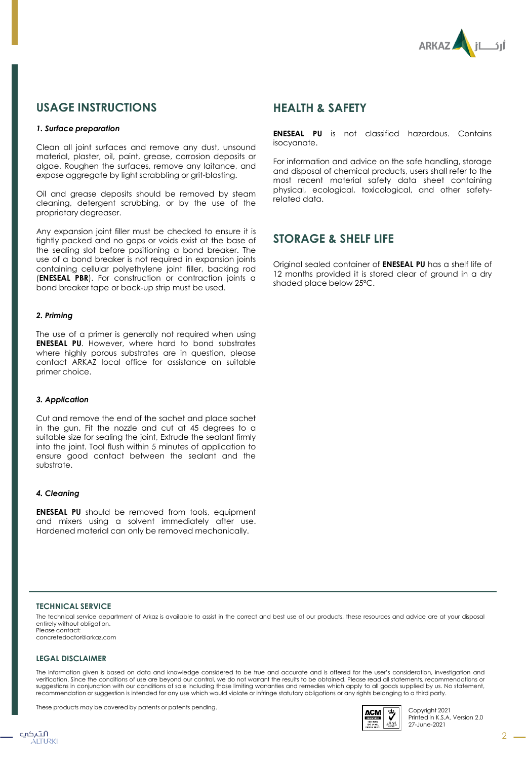## USAGE INSTRUCTIONS

### *1. Surface preparation*

Clean all joint surfaces and remove any dust, unsound material, plaster, oil, paint, grease, corrosion deposits or algae. Roughen the surfaces, remove any laitance, and expose aggregate by light scrabbling or grit-blasting.

Oil and grease deposits should be removed by steam cleaning, detergent scrubbing, or by the use of the proprietary degreaser.

Any expansion joint filler must be checked to ensure it is tightly packed and no gaps or voids exist at the base of the sealing slot before positioning a bond breaker. The use of a bond breaker is not required in expansion joints containing cellular polyethylene joint filler, backing rod (**ENESEAL PBR**). For construction or contraction joints a bond breaker tape or back-up strip must be used.

### *2. Priming*

The use of a primer is generally not required when using **ENESEAL PU**. However, where hard to bond substrates where highly porous substrates are in question, please contact ARKAZ local office for assistance on suitable primer choice.

### *3. Application*

Cut and remove the end of the sachet and place sachet in the gun. Fit the nozzle and cut at 45 degrees to a suitable size for sealing the joint, Extrude the sealant firmly into the joint. Tool flush within 5 minutes of application to ensure good contact between the sealant and the substrate.

### *4. Cleaning*

**ENESEAL PU** should be removed from tools, equipment and mixers using a solvent immediately after use. Hardened material can only be removed mechanically.

## HEALTH & SAFETY

**ENESEAL PU** is not classified hazardous. Contains isocyanate.

For information and advice on the safe handling, storage and disposal of chemical products, users shall refer to the most recent material safety data sheet containing physical, ecological, toxicological, and other safety-related data.

## STORAGE & SHELF LIFE

Original sealed container of **ENESEAL PU** has a shelf life of 12 months provided it is stored clear of ground in a dry shaded place below 25°C.

### TECHNICAL SERVICE

The technical service department of Arkaz is available to assist in the correct and best use of our products, these resources and advice are at your disposal entirely without obligation.
Please contact:
concretedoctor@arkaz.com

### LEGAL DISCLAIMER

The information given is based on data and knowledge considered to be true and accurate and is offered for the user's consideration, investigation and verification. Since the conditions of use are beyond our control, we do not warrant the results to be obtained. Please read all statements, recommendations or suggestions in conjunction with our conditions of sale including those limiting warranties and remedies which apply to all goods supplied by us. No statement, recommendation or suggestion is intended for any use which would violate or infringe statutory obligations or any rights belonging to a third party.

These products may be covered by patents or patents pending.

Copyright 2021
Printed in K.S.A. Version 2.0
27-June-2021